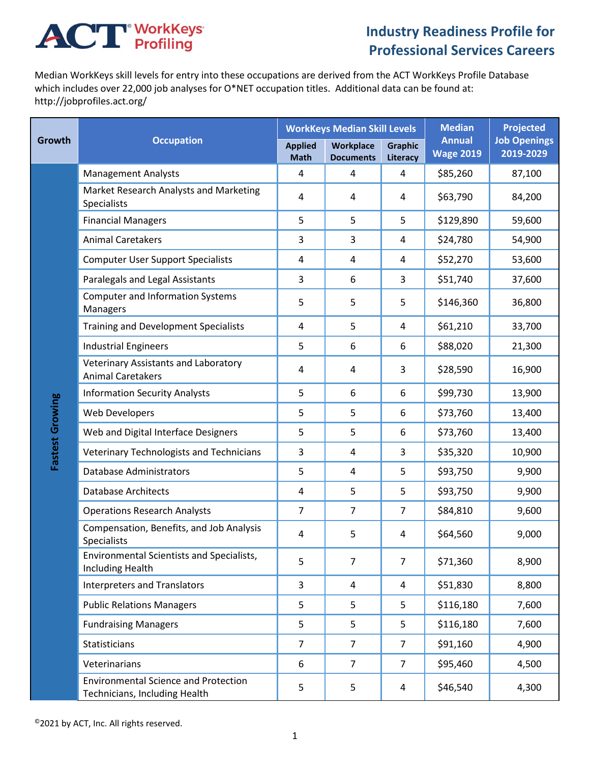# Industry Readiness Profile for Professional Services Careers

ACT WorkKeys Profiling

Median WorkKeys skill levels for entry into these occupations are derived from the ACT WorkKeys Profile Database which includes over 22,000 job analyses for O*NET occupation titles. Additional data can be found at: http://jobprofiles.act.org/

| Growth | Occupation | WorkKeys Median Skill Levels | | | Median Annual Wage 2019 | Projected Job Openings 2019-2029 |
|---|---|---|---|---|---|---|
| | | Applied Math | Workplace Documents | Graphic Literacy | | |
| Fastest Growing | Management Analysts | 4 | 4 | 4 | $85,260 | 87,100 |
| | Market Research Analysts and Marketing Specialists | 4 | 4 | 4 | $63,790 | 84,200 |
| | Financial Managers | 5 | 5 | 5 | $129,890 | 59,600 |
| | Animal Caretakers | 3 | 3 | 4 | $24,780 | 54,900 |
| | Computer User Support Specialists | 4 | 4 | 4 | $52,270 | 53,600 |
| | Paralegals and Legal Assistants | 3 | 6 | 3 | $51,740 | 37,600 |
| | Computer and Information Systems Managers | 5 | 5 | 5 | $146,360 | 36,800 |
| | Training and Development Specialists | 4 | 5 | 4 | $61,210 | 33,700 |
| | Industrial Engineers | 5 | 6 | 6 | $88,020 | 21,300 |
| | Veterinary Assistants and Laboratory Animal Caretakers | 4 | 4 | 3 | $28,590 | 16,900 |
| | Information Security Analysts | 5 | 6 | 6 | $99,730 | 13,900 |
| | Web Developers | 5 | 5 | 6 | $73,760 | 13,400 |
| | Web and Digital Interface Designers | 5 | 5 | 6 | $73,760 | 13,400 |
| | Veterinary Technologists and Technicians | 3 | 4 | 3 | $35,320 | 10,900 |
| | Database Administrators | 5 | 4 | 5 | $93,750 | 9,900 |
| | Database Architects | 4 | 5 | 5 | $93,750 | 9,900 |
| | Operations Research Analysts | 7 | 7 | 7 | $84,810 | 9,600 |
| | Compensation, Benefits, and Job Analysis Specialists | 4 | 5 | 4 | $64,560 | 9,000 |
| | Environmental Scientists and Specialists, Including Health | 5 | 7 | 7 | $71,360 | 8,900 |
| | Interpreters and Translators | 3 | 4 | 4 | $51,830 | 8,800 |
| | Public Relations Managers | 5 | 5 | 5 | $116,180 | 7,600 |
| | Fundraising Managers | 5 | 5 | 5 | $116,180 | 7,600 |
| | Statisticians | 7 | 7 | 7 | $91,160 | 4,900 |
| | Veterinarians | 6 | 7 | 7 | $95,460 | 4,500 |
| | Environmental Science and Protection Technicians, Including Health | 5 | 5 | 4 | $46,540 | 4,300 |

©2021 by ACT, Inc. All rights reserved.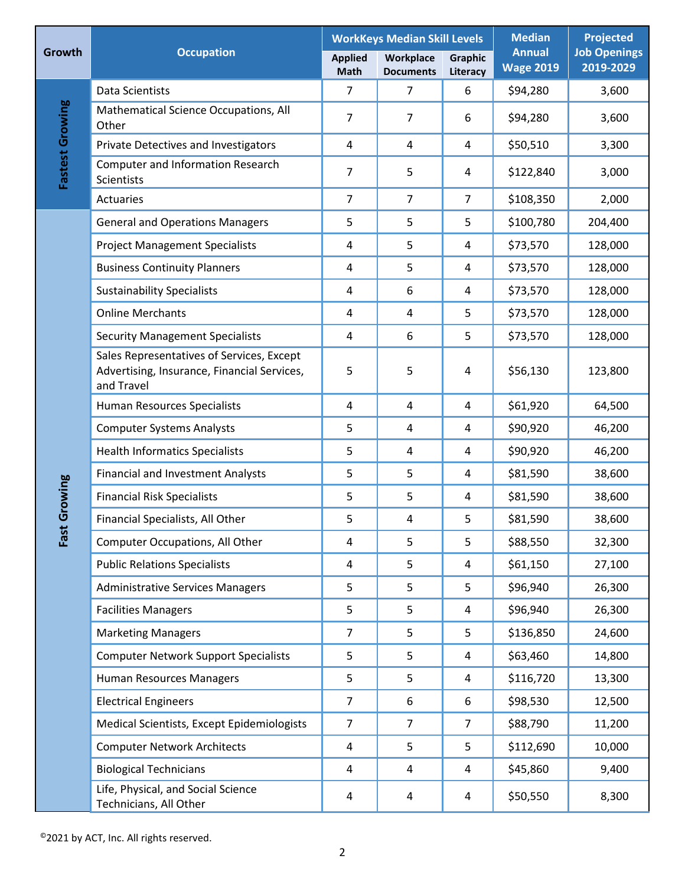| Growth | Occupation | WorkKeys Median Skill Levels | | | Median Annual Wage 2019 | Projected Job Openings 2019-2029 |
|---|---|---|---|---|---|---|
| | | Applied Math | Workplace Documents | Graphic Literacy | | |
| Fastest Growing | Data Scientists | 7 | 7 | 6 | $94,280 | 3,600 |
| | Mathematical Science Occupations, All Other | 7 | 7 | 6 | $94,280 | 3,600 |
| | Private Detectives and Investigators | 4 | 4 | 4 | $50,510 | 3,300 |
| | Computer and Information Research Scientists | 7 | 5 | 4 | $122,840 | 3,000 |
| | Actuaries | 7 | 7 | 7 | $108,350 | 2,000 |
| Fast Growing | General and Operations Managers | 5 | 5 | 5 | $100,780 | 204,400 |
| | Project Management Specialists | 4 | 5 | 4 | $73,570 | 128,000 |
| | Business Continuity Planners | 4 | 5 | 4 | $73,570 | 128,000 |
| | Sustainability Specialists | 4 | 6 | 4 | $73,570 | 128,000 |
| | Online Merchants | 4 | 4 | 5 | $73,570 | 128,000 |
| | Security Management Specialists | 4 | 6 | 5 | $73,570 | 128,000 |
| | Sales Representatives of Services, Except Advertising, Insurance, Financial Services, and Travel | 5 | 5 | 4 | $56,130 | 123,800 |
| | Human Resources Specialists | 4 | 4 | 4 | $61,920 | 64,500 |
| | Computer Systems Analysts | 5 | 4 | 4 | $90,920 | 46,200 |
| | Health Informatics Specialists | 5 | 4 | 4 | $90,920 | 46,200 |
| | Financial and Investment Analysts | 5 | 5 | 4 | $81,590 | 38,600 |
| | Financial Risk Specialists | 5 | 5 | 4 | $81,590 | 38,600 |
| | Financial Specialists, All Other | 5 | 4 | 5 | $81,590 | 38,600 |
| | Computer Occupations, All Other | 4 | 5 | 5 | $88,550 | 32,300 |
| | Public Relations Specialists | 4 | 5 | 4 | $61,150 | 27,100 |
| | Administrative Services Managers | 5 | 5 | 5 | $96,940 | 26,300 |
| | Facilities Managers | 5 | 5 | 4 | $96,940 | 26,300 |
| | Marketing Managers | 7 | 5 | 5 | $136,850 | 24,600 |
| | Computer Network Support Specialists | 5 | 5 | 4 | $63,460 | 14,800 |
| | Human Resources Managers | 5 | 5 | 4 | $116,720 | 13,300 |
| | Electrical Engineers | 7 | 6 | 6 | $98,530 | 12,500 |
| | Medical Scientists, Except Epidemiologists | 7 | 7 | 7 | $88,790 | 11,200 |
| | Computer Network Architects | 4 | 5 | 5 | $112,690 | 10,000 |
| | Biological Technicians | 4 | 4 | 4 | $45,860 | 9,400 |
| | Life, Physical, and Social Science Technicians, All Other | 4 | 4 | 4 | $50,550 | 8,300 |

©2021 by ACT, Inc. All rights reserved.